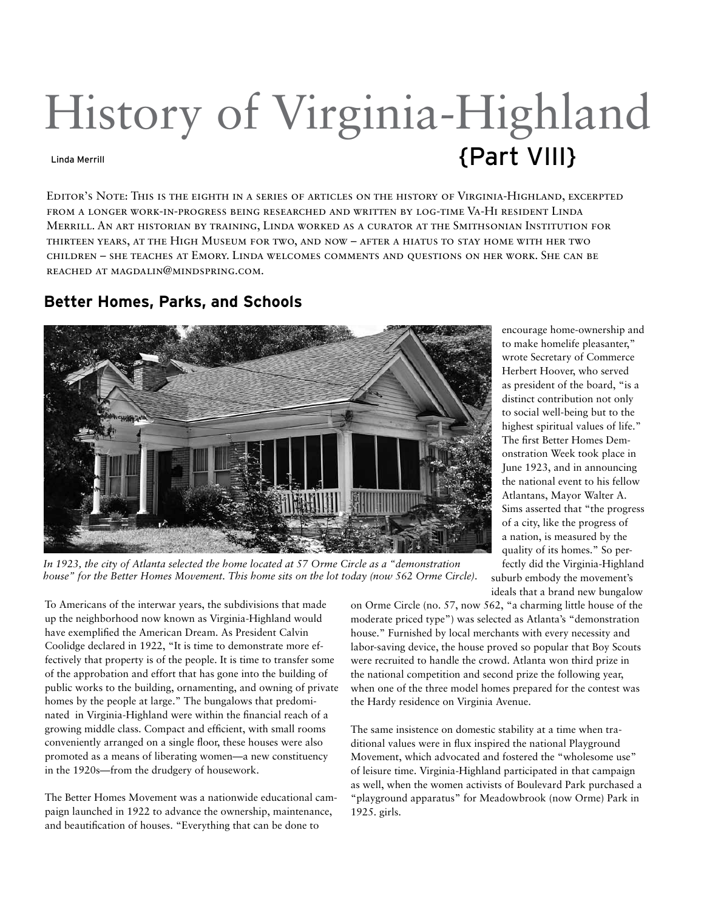# History of Virginia-Highland {Part VIII}

Linda Merrill

Editor's Note: This is the eighth in a series of articles on the history of Virginia-Highland, excerpted from a longer work-in-progress being researched and written by log-time Va-Hi resident Linda Merrill. An art historian by training, Linda worked as a curator at the Smithsonian Institution for thirteen years, at the High Museum for two, and now – after a hiatus to stay home with her two children – she teaches at Emory. Linda welcomes comments and questions on her work. She can be reached at magdalin@mindspring.com.

## Better Homes, Parks, and Schools

*In 1923, the city of Atlanta selected the home located at 57 Orme Circle as a "demonstration house" for the Better Homes Movement. This home sits on the lot today (now 562 Orme Circle).*

To Americans of the interwar years, the subdivisions that made up the neighborhood now known as Virginia-Highland would have exemplified the American Dream. As President Calvin Coolidge declared in 1922, "It is time to demonstrate more effectively that property is of the people. It is time to transfer some of the approbation and effort that has gone into the building of public works to the building, ornamenting, and owning of private homes by the people at large." The bungalows that predominated in Virginia-Highland were within the financial reach of a growing middle class. Compact and efficient, with small rooms conveniently arranged on a single floor, these houses were also promoted as a means of liberating women—a new constituency in the 1920s—from the drudgery of housework.

The Better Homes Movement was a nationwide educational campaign launched in 1922 to advance the ownership, maintenance, and beautification of houses. "Everything that can be done to encourage home-ownership and to make homelife pleasanter," wrote Secretary of Commerce Herbert Hoover, who served as president of the board, "is a distinct contribution not only to social well-being but to the highest spiritual values of life." The first Better Homes Demonstration Week took place in June 1923, and in announcing the national event to his fellow Atlantans, Mayor Walter A. Sims asserted that "the progress of a city, like the progress of a nation, is measured by the quality of its homes." So perfectly did the Virginia-Highland suburb embody the movement's ideals that a brand new bungalow on Orme Circle (no. 57, now 562, "a charming little house of the moderate priced type") was selected as Atlanta's "demonstration house." Furnished by local merchants with every necessity and labor-saving device, the house proved so popular that Boy Scouts were recruited to handle the crowd. Atlanta won third prize in the national competition and second prize the following year, when one of the three model homes prepared for the contest was the Hardy residence on Virginia Avenue.

The same insistence on domestic stability at a time when traditional values were in flux inspired the national Playground Movement, which advocated and fostered the "wholesome use" of leisure time. Virginia-Highland participated in that campaign as well, when the women activists of Boulevard Park purchased a "playground apparatus" for Meadowbrook (now Orme) Park in 1925. girls.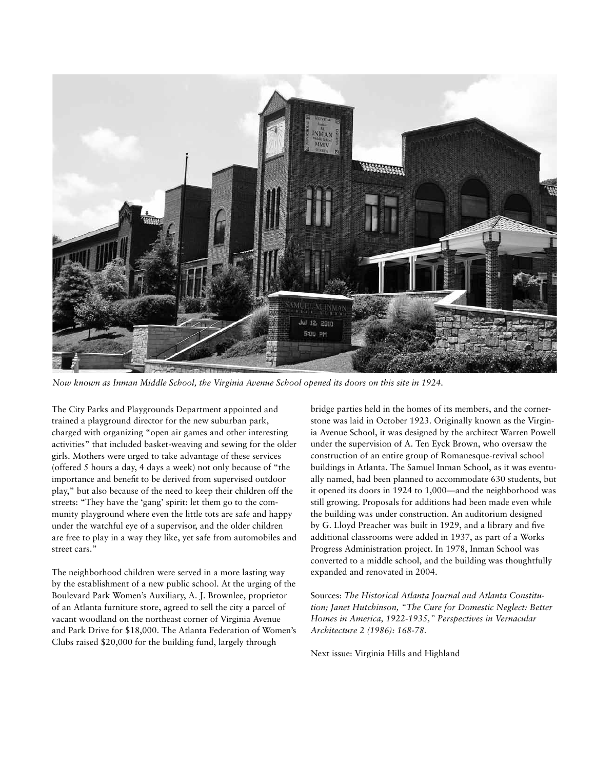*Now known as Inman Middle School, the Virginia Avenue School opened its doors on this site in 1924.*

The City Parks and Playgrounds Department appointed and trained a playground director for the new suburban park, charged with organizing "open air games and other interesting activities" that included basket-weaving and sewing for the older girls. Mothers were urged to take advantage of these services (offered 5 hours a day, 4 days a week) not only because of "the importance and benefit to be derived from supervised outdoor play," but also because of the need to keep their children off the streets: "They have the 'gang' spirit: let them go to the community playground where even the little tots are safe and happy under the watchful eye of a supervisor, and the older children are free to play in a way they like, yet safe from automobiles and street cars."

The neighborhood children were served in a more lasting way by the establishment of a new public school. At the urging of the Boulevard Park Women's Auxiliary, A. J. Brownlee, proprietor of an Atlanta furniture store, agreed to sell the city a parcel of vacant woodland on the northeast corner of Virginia Avenue and Park Drive for $18,000. The Atlanta Federation of Women's Clubs raised $20,000 for the building fund, largely through bridge parties held in the homes of its members, and the cornerstone was laid in October 1923. Originally known as the Virginia Avenue School, it was designed by the architect Warren Powell under the supervision of A. Ten Eyck Brown, who oversaw the construction of an entire group of Romanesque-revival school buildings in Atlanta. The Samuel Inman School, as it was eventually named, had been planned to accommodate 630 students, but it opened its doors in 1924 to 1,000—and the neighborhood was still growing. Proposals for additions had been made even while the building was under construction. An auditorium designed by G. Lloyd Preacher was built in 1929, and a library and five additional classrooms were added in 1937, as part of a Works Progress Administration project. In 1978, Inman School was converted to a middle school, and the building was thoughtfully expanded and renovated in 2004.

Sources: *The Historical Atlanta Journal and Atlanta Constitution; Janet Hutchinson, "The Cure for Domestic Neglect: Better Homes in America, 1922-1935," Perspectives in Vernacular Architecture 2 (1986): 168-78.*

Next issue: Virginia Hills and Highland